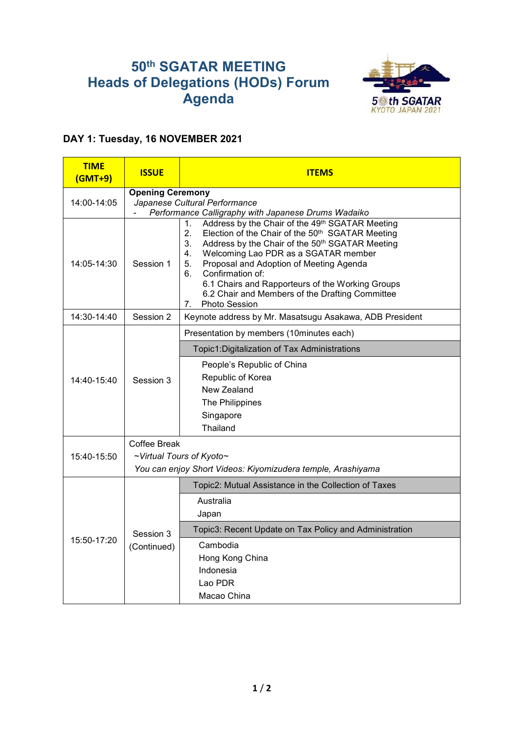# 50th SGATAR MEETING
# Heads of Delegations (HODs) Forum
# Agenda

## DAY 1: Tuesday, 16 NOVEMBER 2021

| TIME (GMT+9) | ISSUE | ITEMS |
|---|---|---|
| 14:00-14:05 | **Opening Ceremony** *Japanese Cultural Performance* - *Performance Calligraphy with Japanese Drums Wadaiko* | |
| 14:05-14:30 | Session 1 | 1. Address by the Chair of the 49th SGATAR Meeting<br>2. Election of the Chair of the 50th SGATAR Meeting<br>3. Address by the Chair of the 50th SGATAR Meeting<br>4. Welcoming Lao PDR as a SGATAR member<br>5. Proposal and Adoption of Meeting Agenda<br>6. Confirmation of:<br>6.1 Chairs and Rapporteurs of the Working Groups<br>6.2 Chair and Members of the Drafting Committee<br>7. Photo Session |
| 14:30-14:40 | Session 2 | Keynote address by Mr. Masatsugu Asakawa, ADB President |
| 14:40-15:40 | Session 3 | Presentation by members (10minutes each)<br>Topic1:Digitalization of Tax Administrations<br>People's Republic of China<br>Republic of Korea<br>New Zealand<br>The Philippines<br>Singapore<br>Thailand |
| 15:40-15:50 | Coffee Break *~Virtual Tours of Kyoto~* *You can enjoy Short Videos: Kiyomizudera temple, Arashiyama* | |
| 15:50-17:20 | Session 3 (Continued) | Topic2: Mutual Assistance in the Collection of Taxes<br>Australia<br>Japan<br>Topic3: Recent Update on Tax Policy and Administration<br>Cambodia<br>Hong Kong China<br>Indonesia<br>Lao PDR<br>Macao China |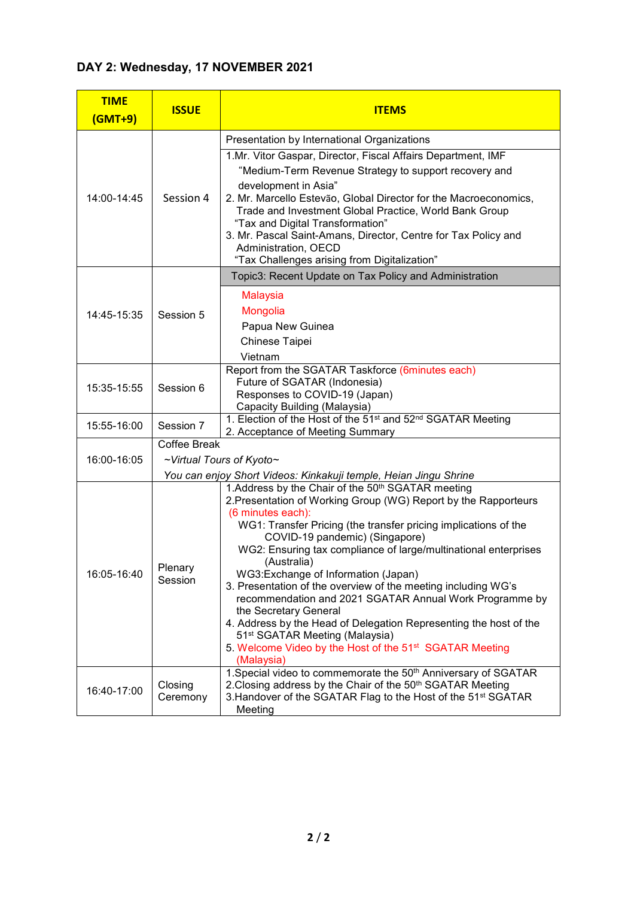**DAY 2: Wednesday, 17 NOVEMBER 2021**

| TIME (GMT+9) | ISSUE | ITEMS |
|---|---|---|
| 14:00-14:45 | Session 4 | Presentation by International Organizations<br>1.Mr. Vitor Gaspar, Director, Fiscal Affairs Department, IMF<br>"Medium-Term Revenue Strategy to support recovery and development in Asia"<br>2. Mr. Marcello Estevão, Global Director for the Macroeconomics, Trade and Investment Global Practice, World Bank Group<br>"Tax and Digital Transformation"<br>3. Mr. Pascal Saint-Amans, Director, Centre for Tax Policy and Administration, OECD<br>"Tax Challenges arising from Digitalization" |
| 14:45-15:35 | Session 5 | Topic3: Recent Update on Tax Policy and Administration<br>Malaysia<br>Mongolia<br>Papua New Guinea<br>Chinese Taipei<br>Vietnam |
| 15:35-15:55 | Session 6 | Report from the SGATAR Taskforce (6minutes each)<br>Future of SGATAR (Indonesia)<br>Responses to COVID-19 (Japan)<br>Capacity Building (Malaysia) |
| 15:55-16:00 | Session 7 | 1. Election of the Host of the 51st and 52nd SGATAR Meeting<br>2. Acceptance of Meeting Summary |
| 16:00-16:05 | Coffee Break<br>*~Virtual Tours of Kyoto~*<br>*You can enjoy Short Videos: Kinkakuji temple, Heian Jingu Shrine* | |
| 16:05-16:40 | Plenary Session | 1.Address by the Chair of the 50th SGATAR meeting<br>2.Presentation of Working Group (WG) Report by the Rapporteurs (6 minutes each):<br>WG1: Transfer Pricing (the transfer pricing implications of the COVID-19 pandemic) (Singapore)<br>WG2: Ensuring tax compliance of large/multinational enterprises (Australia)<br>WG3:Exchange of Information (Japan)<br>3. Presentation of the overview of the meeting including WG's recommendation and 2021 SGATAR Annual Work Programme by the Secretary General<br>4. Address by the Head of Delegation Representing the host of the 51st SGATAR Meeting (Malaysia)<br>5. Welcome Video by the Host of the 51st SGATAR Meeting (Malaysia) |
| 16:40-17:00 | Closing Ceremony | 1.Special video to commemorate the 50th Anniversary of SGATAR<br>2.Closing address by the Chair of the 50th SGATAR Meeting<br>3.Handover of the SGATAR Flag to the Host of the 51st SGATAR Meeting |